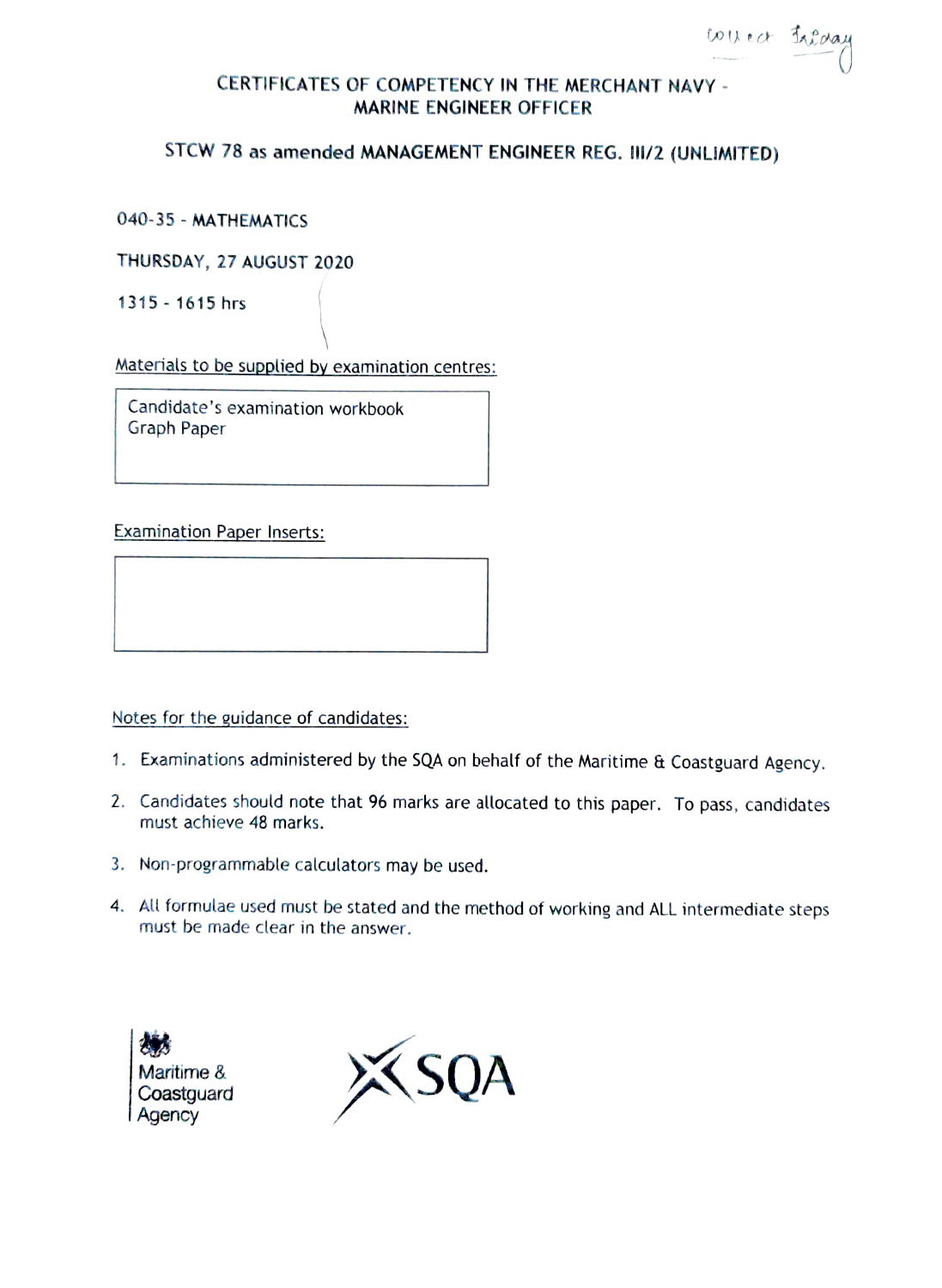# CERTIFICATES OF COMPETENCY IN THE MERCHANT NAVY - MARINE ENGINEER OFFICER

## STCW 78 as amended MANAGEMENT ENGINEER REG. III/2 (UNLIMITED)

040-35 - MATHEMATICS

THURSDAY, 27 AUGUST 2020

1315 - 1615 hrs

Materials to be supplied by examination centres:

| Candidate's examination workbook<br>Graph Paper |
|---|

Examination Paper Inserts:

| |
|---|

Notes for the guidance of candidates:

1. Examinations administered by the SQA on behalf of the Maritime & Coastguard Agency.
2. Candidates should note that 96 marks are allocated to this paper. To pass, candidates must achieve 48 marks.
3. Non-programmable calculators may be used.
4. All formulae used must be stated and the method of working and ALL intermediate steps must be made clear in the answer.

Maritime & Coastguard Agency

SQA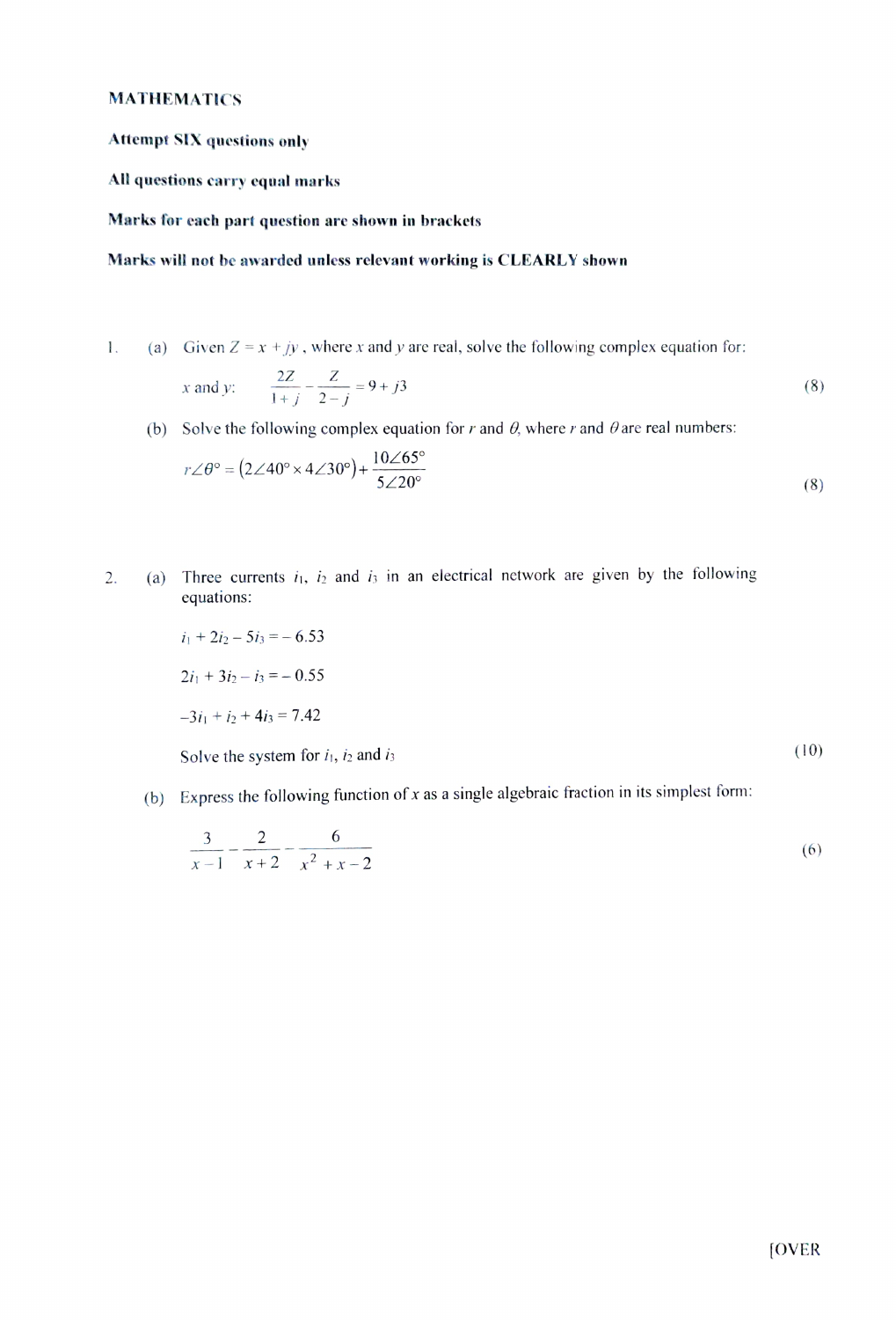**MATHEMATICS**

**Attempt SIX questions only**

**All questions carry equal marks**

**Marks for each part question are shown in brackets**

**Marks will not be awarded unless relevant working is CLEARLY shown**

1. (a) Given $Z = x + jy$, where $x$ and $y$ are real, solve the following complex equation for:

   $x$ and $y$: $\dfrac{2Z}{1+j} - \dfrac{Z}{2-j} = 9 + j3$ (8)

   (b) Solve the following complex equation for $r$ and $\theta$, where $r$ and $\theta$ are real numbers:

   $$r\angle\theta^\circ = \left(2\angle 40^\circ \times 4\angle 30^\circ\right) + \frac{10\angle 65^\circ}{5\angle 20^\circ}$$ (8)

2. (a) Three currents $i_1$, $i_2$ and $i_3$ in an electrical network are given by the following equations:

   $i_1 + 2i_2 - 5i_3 = -6.53$

   $2i_1 + 3i_2 - i_3 = -0.55$

   $-3i_1 + i_2 + 4i_3 = 7.42$

   Solve the system for $i_1$, $i_2$ and $i_3$ (10)

   (b) Express the following function of $x$ as a single algebraic fraction in its simplest form:

   $$\frac{3}{x-1} - \frac{2}{x+2} - \frac{6}{x^2 + x - 2}$$ (6)

[OVER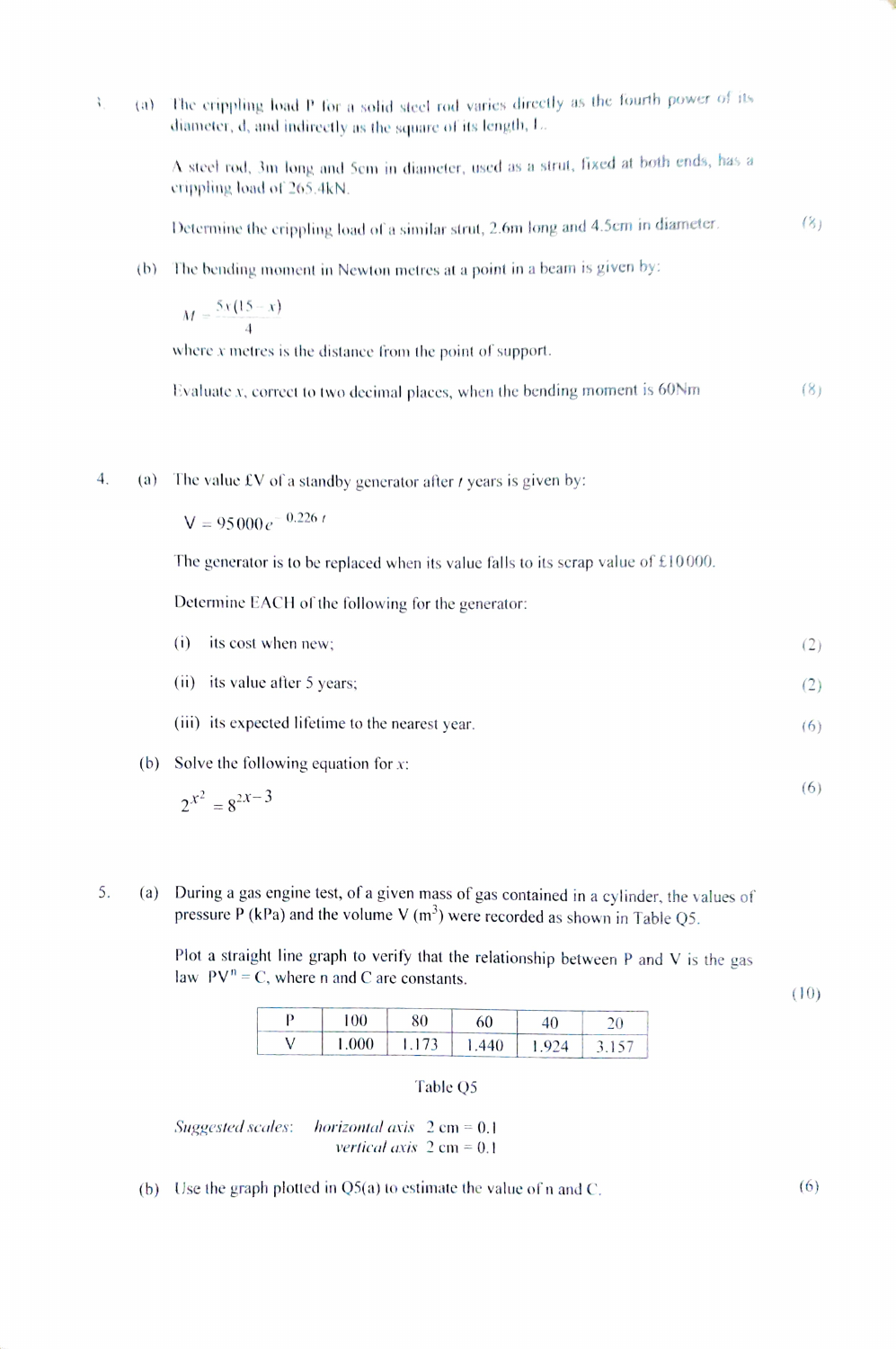3. (a) The crippling load P for a solid steel rod varies directly as the fourth power of its diameter, d, and indirectly as the square of its length, L.

A steel rod, 3m long and 5cm in diameter, used as a strut, fixed at both ends, has a crippling load of 265.4kN.

Determine the crippling load of a similar strut, 2.6m long and 4.5cm in diameter. (8)

(b) The bending moment in Newton metres at a point in a beam is given by:

$$M = \frac{5x(15-x)}{4}$$

where $x$ metres is the distance from the point of support.

Evaluate $x$, correct to two decimal places, when the bending moment is 60Nm (8)

4. (a) The value £V of a standby generator after $t$ years is given by:

$$V = 95000e^{-0.226t}$$

The generator is to be replaced when its value falls to its scrap value of £10000.

Determine EACH of the following for the generator:

(i) its cost when new; (2)

(ii) its value after 5 years; (2)

(iii) its expected lifetime to the nearest year. (6)

(b) Solve the following equation for $x$:

$$2^{x^2} = 8^{2x-3}$$

(6)

5. (a) During a gas engine test, of a given mass of gas contained in a cylinder, the values of pressure P (kPa) and the volume V ($m^3$) were recorded as shown in Table Q5.

Plot a straight line graph to verify that the relationship between P and V is the gas law $PV^n = C$, where n and C are constants. (10)

| P | 100 | 80 | 60 | 40 | 20 |
|---|---|---|---|---|---|
| V | 1.000 | 1.173 | 1.440 | 1.924 | 3.157 |

Table Q5

*Suggested scales:* *horizontal axis* 2 cm = 0.1
*vertical axis* 2 cm = 0.1

(b) Use the graph plotted in Q5(a) to estimate the value of n and C. (6)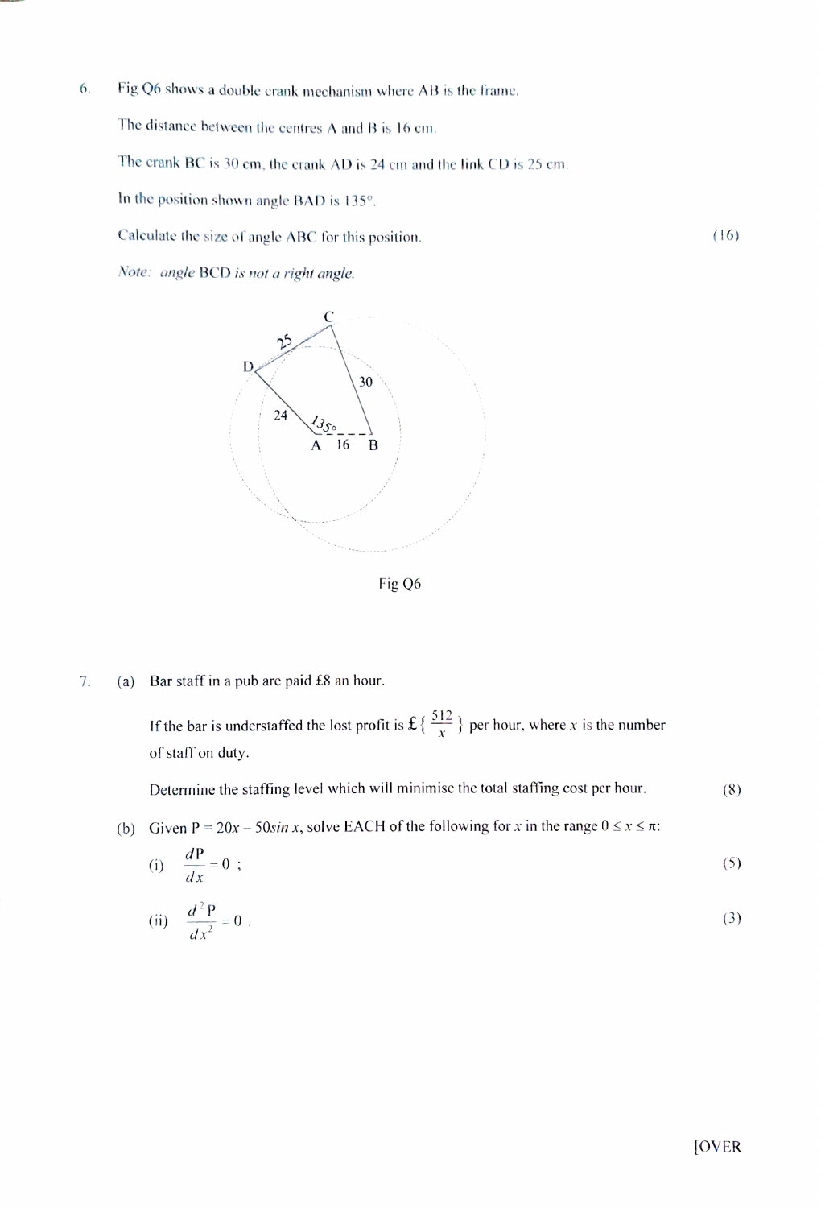6. Fig Q6 shows a double crank mechanism where AB is the frame.

   The distance between the centres A and B is 16 cm.

   The crank BC is 30 cm, the crank AD is 24 cm and the link CD is 25 cm.

   In the position shown angle BAD is 135°.

   Calculate the size of angle ABC for this position. (16)

   *Note: angle* BCD *is not a right angle.*

Fig Q6

7. (a) Bar staff in a pub are paid £8 an hour.

   If the bar is understaffed the lost profit is £$\{\frac{512}{x}\}$ per hour, where $x$ is the number of staff on duty.

   Determine the staffing level which will minimise the total staffing cost per hour. (8)

   (b) Given $P = 20x - 50\sin x$, solve EACH of the following for $x$ in the range $0 \leq x \leq \pi$:

   (i) $\frac{dP}{dx} = 0$ ; (5)

   (ii) $\frac{d^2P}{dx^2} = 0$ . (3)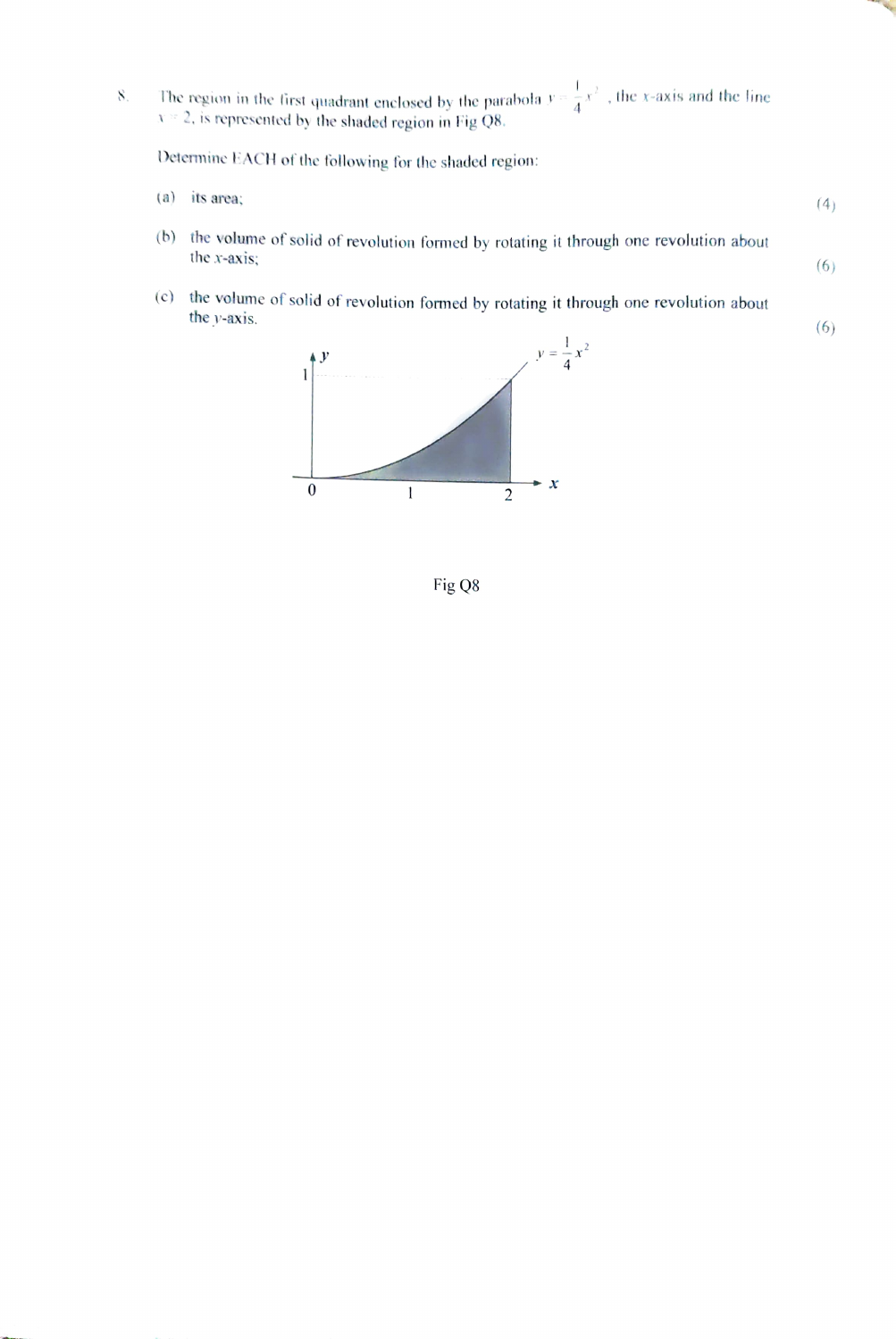8. The region in the first quadrant enclosed by the parabola $y = \frac{1}{4}x^2$, the $x$-axis and the line $x = 2$, is represented by the shaded region in Fig Q8.

Determine EACH of the following for the shaded region:

(a) its area; (4)

(b) the volume of solid of revolution formed by rotating it through one revolution about the $x$-axis; (6)

(c) the volume of solid of revolution formed by rotating it through one revolution about the $y$-axis. (6)

Fig Q8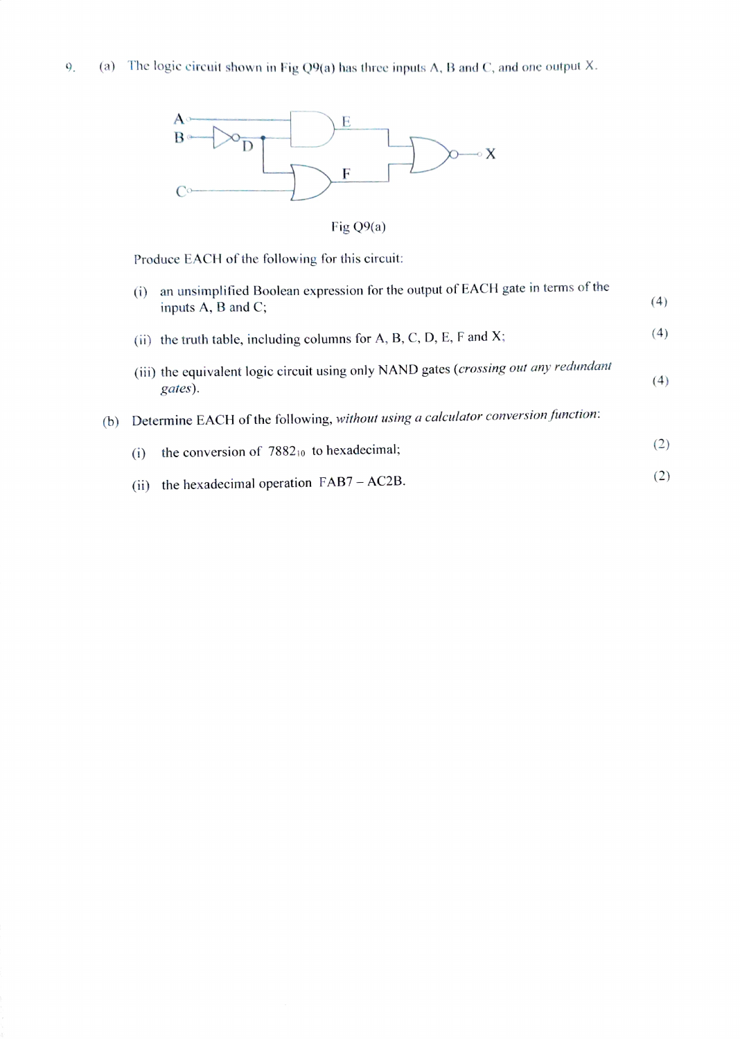9. (a) The logic circuit shown in Fig Q9(a) has three inputs A, B and C, and one output X.

A
B
D
E
F
C
X

Fig Q9(a)

Produce EACH of the following for this circuit:

(i) an unsimplified Boolean expression for the output of EACH gate in terms of the inputs A, B and C; (4)

(ii) the truth table, including columns for A, B, C, D, E, F and X; (4)

(iii) the equivalent logic circuit using only NAND gates (*crossing out any redundant gates*). (4)

(b) Determine EACH of the following, *without using a calculator conversion function*:

(i) the conversion of $7882_{10}$ to hexadecimal; (2)

(ii) the hexadecimal operation FAB7 – AC2B. (2)